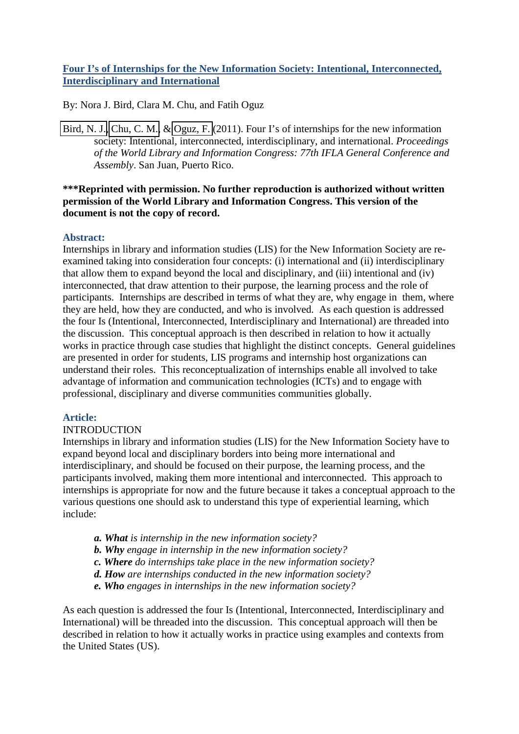# Four I's of Internships for the New Information Society: Intentional, Interconnected, Interdisciplinary and International

By: Nora J. Bird, Clara M. Chu, and Fatih Oguz

Bird, N. J., Chu, C. M., & Oguz, F. (2011). Four I's of internships for the new information society: Intentional, interconnected, interdisciplinary, and international. *Proceedings of the World Library and Information Congress: 77th IFLA General Conference and Assembly*. San Juan, Puerto Rico.

**\*\*\*Reprinted with permission. No further reproduction is authorized without written permission of the World Library and Information Congress. This version of the document is not the copy of record.**

## Abstract:

Internships in library and information studies (LIS) for the New Information Society are re-examined taking into consideration four concepts: (i) international and (ii) interdisciplinary that allow them to expand beyond the local and disciplinary, and (iii) intentional and (iv) interconnected, that draw attention to their purpose, the learning process and the role of participants. Internships are described in terms of what they are, why engage in them, where they are held, how they are conducted, and who is involved. As each question is addressed the four Is (Intentional, Interconnected, Interdisciplinary and International) are threaded into the discussion. This conceptual approach is then described in relation to how it actually works in practice through case studies that highlight the distinct concepts. General guidelines are presented in order for students, LIS programs and internship host organizations can understand their roles. This reconceptualization of internships enable all involved to take advantage of information and communication technologies (ICTs) and to engage with professional, disciplinary and diverse communities communities globally.

## Article:

INTRODUCTION

Internships in library and information studies (LIS) for the New Information Society have to expand beyond local and disciplinary borders into being more international and interdisciplinary, and should be focused on their purpose, the learning process, and the participants involved, making them more intentional and interconnected. This approach to internships is appropriate for now and the future because it takes a conceptual approach to the various questions one should ask to understand this type of experiential learning, which include:

*a.* ***What*** *is internship in the new information society?*
*b.* ***Why*** *engage in internship in the new information society?*
*c.* ***Where*** *do internships take place in the new information society?*
*d.* ***How*** *are internships conducted in the new information society?*
*e.* ***Who*** *engages in internships in the new information society?*

As each question is addressed the four Is (Intentional, Interconnected, Interdisciplinary and International) will be threaded into the discussion. This conceptual approach will then be described in relation to how it actually works in practice using examples and contexts from the United States (US).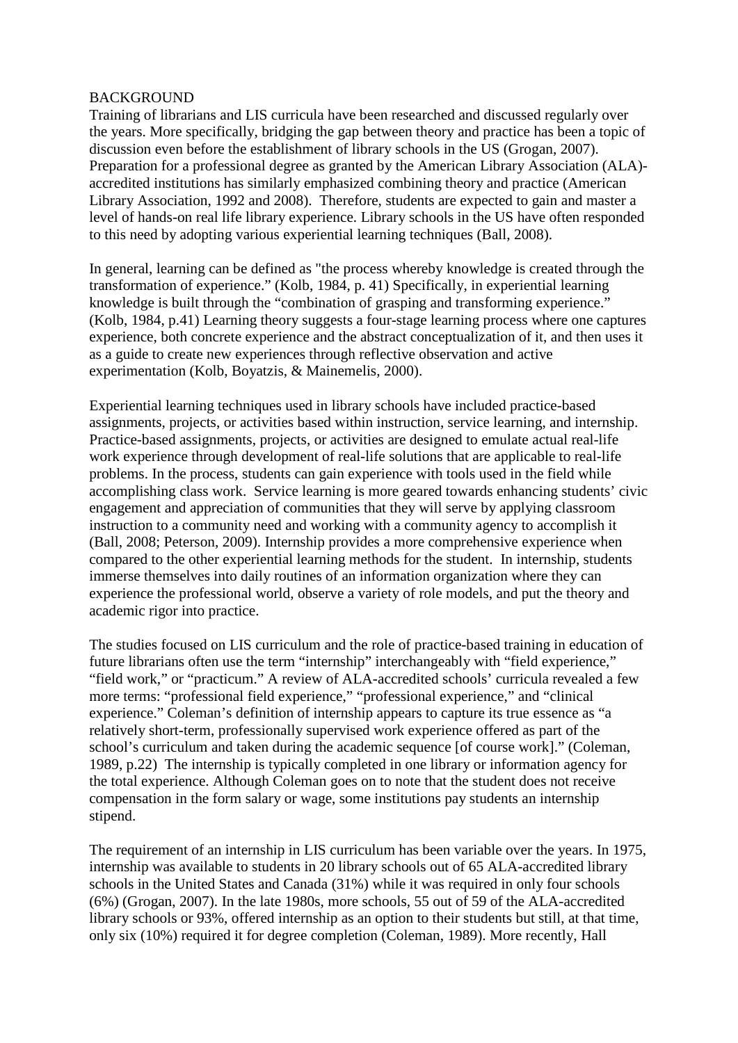## BACKGROUND

Training of librarians and LIS curricula have been researched and discussed regularly over the years. More specifically, bridging the gap between theory and practice has been a topic of discussion even before the establishment of library schools in the US (Grogan, 2007). Preparation for a professional degree as granted by the American Library Association (ALA)-accredited institutions has similarly emphasized combining theory and practice (American Library Association, 1992 and 2008). Therefore, students are expected to gain and master a level of hands-on real life library experience. Library schools in the US have often responded to this need by adopting various experiential learning techniques (Ball, 2008).

In general, learning can be defined as "the process whereby knowledge is created through the transformation of experience." (Kolb, 1984, p. 41) Specifically, in experiential learning knowledge is built through the "combination of grasping and transforming experience." (Kolb, 1984, p.41) Learning theory suggests a four-stage learning process where one captures experience, both concrete experience and the abstract conceptualization of it, and then uses it as a guide to create new experiences through reflective observation and active experimentation (Kolb, Boyatzis, & Mainemelis, 2000).

Experiential learning techniques used in library schools have included practice-based assignments, projects, or activities based within instruction, service learning, and internship. Practice-based assignments, projects, or activities are designed to emulate actual real-life work experience through development of real-life solutions that are applicable to real-life problems. In the process, students can gain experience with tools used in the field while accomplishing class work. Service learning is more geared towards enhancing students' civic engagement and appreciation of communities that they will serve by applying classroom instruction to a community need and working with a community agency to accomplish it (Ball, 2008; Peterson, 2009). Internship provides a more comprehensive experience when compared to the other experiential learning methods for the student. In internship, students immerse themselves into daily routines of an information organization where they can experience the professional world, observe a variety of role models, and put the theory and academic rigor into practice.

The studies focused on LIS curriculum and the role of practice-based training in education of future librarians often use the term "internship" interchangeably with "field experience," "field work," or "practicum." A review of ALA-accredited schools' curricula revealed a few more terms: "professional field experience," "professional experience," and "clinical experience." Coleman's definition of internship appears to capture its true essence as "a relatively short-term, professionally supervised work experience offered as part of the school's curriculum and taken during the academic sequence [of course work]." (Coleman, 1989, p.22) The internship is typically completed in one library or information agency for the total experience. Although Coleman goes on to note that the student does not receive compensation in the form salary or wage, some institutions pay students an internship stipend.

The requirement of an internship in LIS curriculum has been variable over the years. In 1975, internship was available to students in 20 library schools out of 65 ALA-accredited library schools in the United States and Canada (31%) while it was required in only four schools (6%) (Grogan, 2007). In the late 1980s, more schools, 55 out of 59 of the ALA-accredited library schools or 93%, offered internship as an option to their students but still, at that time, only six (10%) required it for degree completion (Coleman, 1989). More recently, Hall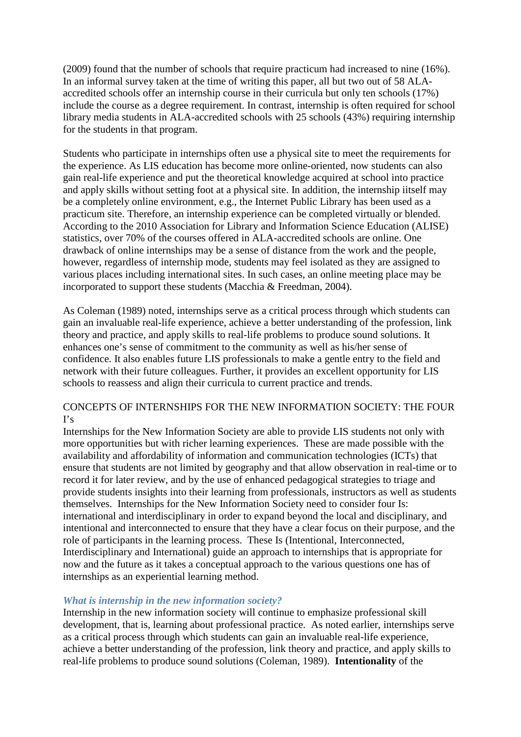(2009) found that the number of schools that require practicum had increased to nine (16%). In an informal survey taken at the time of writing this paper, all but two out of 58 ALA-accredited schools offer an internship course in their curricula but only ten schools (17%) include the course as a degree requirement. In contrast, internship is often required for school library media students in ALA-accredited schools with 25 schools (43%) requiring internship for the students in that program.

Students who participate in internships often use a physical site to meet the requirements for the experience. As LIS education has become more online-oriented, now students can also gain real-life experience and put the theoretical knowledge acquired at school into practice and apply skills without setting foot at a physical site. In addition, the internship iitself may be a completely online environment, e.g., the Internet Public Library has been used as a practicum site. Therefore, an internship experience can be completed virtually or blended. According to the 2010 Association for Library and Information Science Education (ALISE) statistics, over 70% of the courses offered in ALA-accredited schools are online. One drawback of online internships may be a sense of distance from the work and the people, however, regardless of internship mode, students may feel isolated as they are assigned to various places including international sites. In such cases, an online meeting place may be incorporated to support these students (Macchia & Freedman, 2004).

As Coleman (1989) noted, internships serve as a critical process through which students can gain an invaluable real-life experience, achieve a better understanding of the profession, link theory and practice, and apply skills to real-life problems to produce sound solutions. It enhances one's sense of commitment to the community as well as his/her sense of confidence. It also enables future LIS professionals to make a gentle entry to the field and network with their future colleagues. Further, it provides an excellent opportunity for LIS schools to reassess and align their curricula to current practice and trends.

## CONCEPTS OF INTERNSHIPS FOR THE NEW INFORMATION SOCIETY: THE FOUR I's

Internships for the New Information Society are able to provide LIS students not only with more opportunities but with richer learning experiences. These are made possible with the availability and affordability of information and communication technologies (ICTs) that ensure that students are not limited by geography and that allow observation in real-time or to record it for later review, and by the use of enhanced pedagogical strategies to triage and provide students insights into their learning from professionals, instructors as well as students themselves. Internships for the New Information Society need to consider four Is: international and interdisciplinary in order to expand beyond the local and disciplinary, and intentional and interconnected to ensure that they have a clear focus on their purpose, and the role of participants in the learning process. These Is (Intentional, Interconnected, Interdisciplinary and International) guide an approach to internships that is appropriate for now and the future as it takes a conceptual approach to the various questions one has of internships as an experiential learning method.

### *What is internship in the new information society?*

Internship in the new information society will continue to emphasize professional skill development, that is, learning about professional practice. As noted earlier, internships serve as a critical process through which students can gain an invaluable real-life experience, achieve a better understanding of the profession, link theory and practice, and apply skills to real-life problems to produce sound solutions (Coleman, 1989). **Intentionality** of the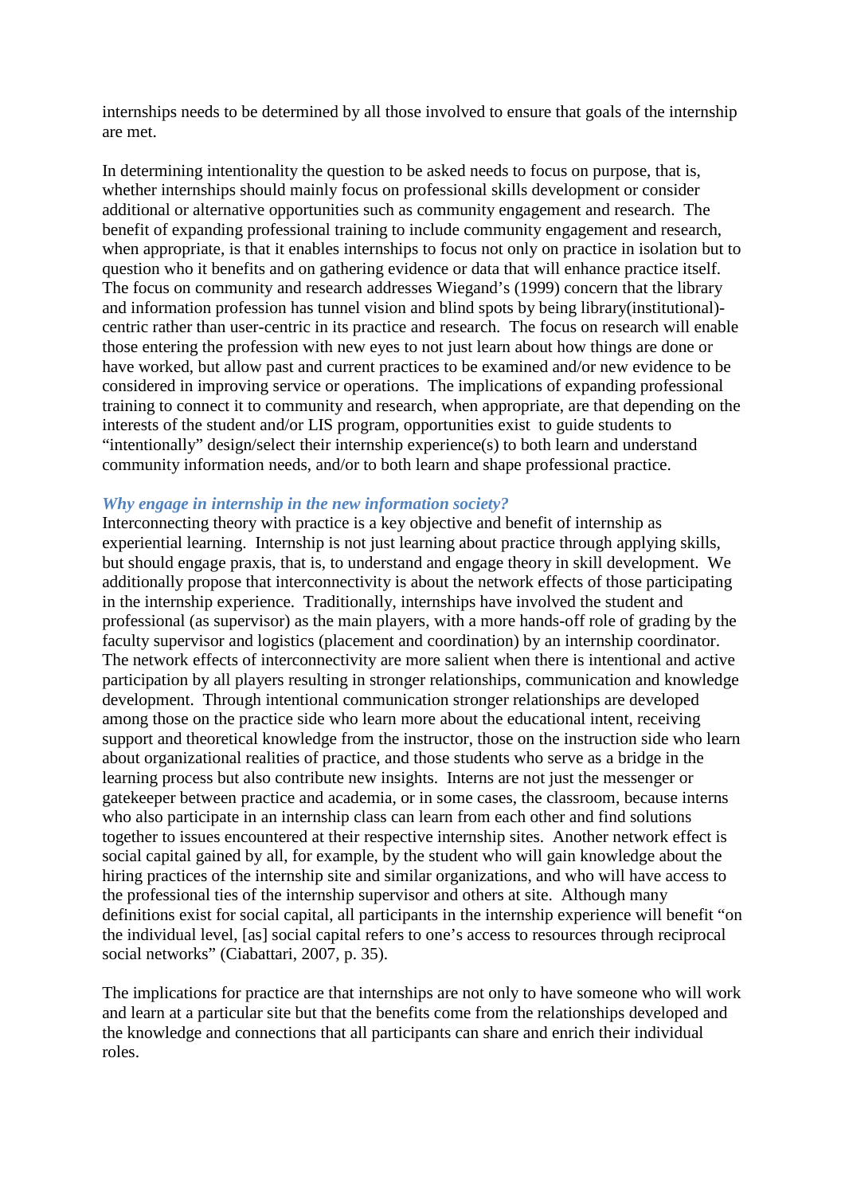internships needs to be determined by all those involved to ensure that goals of the internship are met.

In determining intentionality the question to be asked needs to focus on purpose, that is, whether internships should mainly focus on professional skills development or consider additional or alternative opportunities such as community engagement and research. The benefit of expanding professional training to include community engagement and research, when appropriate, is that it enables internships to focus not only on practice in isolation but to question who it benefits and on gathering evidence or data that will enhance practice itself. The focus on community and research addresses Wiegand's (1999) concern that the library and information profession has tunnel vision and blind spots by being library(institutional)-centric rather than user-centric in its practice and research. The focus on research will enable those entering the profession with new eyes to not just learn about how things are done or have worked, but allow past and current practices to be examined and/or new evidence to be considered in improving service or operations. The implications of expanding professional training to connect it to community and research, when appropriate, are that depending on the interests of the student and/or LIS program, opportunities exist to guide students to "intentionally" design/select their internship experience(s) to both learn and understand community information needs, and/or to both learn and shape professional practice.

### *Why engage in internship in the new information society?*

Interconnecting theory with practice is a key objective and benefit of internship as experiential learning. Internship is not just learning about practice through applying skills, but should engage praxis, that is, to understand and engage theory in skill development. We additionally propose that interconnectivity is about the network effects of those participating in the internship experience. Traditionally, internships have involved the student and professional (as supervisor) as the main players, with a more hands-off role of grading by the faculty supervisor and logistics (placement and coordination) by an internship coordinator. The network effects of interconnectivity are more salient when there is intentional and active participation by all players resulting in stronger relationships, communication and knowledge development. Through intentional communication stronger relationships are developed among those on the practice side who learn more about the educational intent, receiving support and theoretical knowledge from the instructor, those on the instruction side who learn about organizational realities of practice, and those students who serve as a bridge in the learning process but also contribute new insights. Interns are not just the messenger or gatekeeper between practice and academia, or in some cases, the classroom, because interns who also participate in an internship class can learn from each other and find solutions together to issues encountered at their respective internship sites. Another network effect is social capital gained by all, for example, by the student who will gain knowledge about the hiring practices of the internship site and similar organizations, and who will have access to the professional ties of the internship supervisor and others at site. Although many definitions exist for social capital, all participants in the internship experience will benefit "on the individual level, [as] social capital refers to one's access to resources through reciprocal social networks" (Ciabattari, 2007, p. 35).

The implications for practice are that internships are not only to have someone who will work and learn at a particular site but that the benefits come from the relationships developed and the knowledge and connections that all participants can share and enrich their individual roles.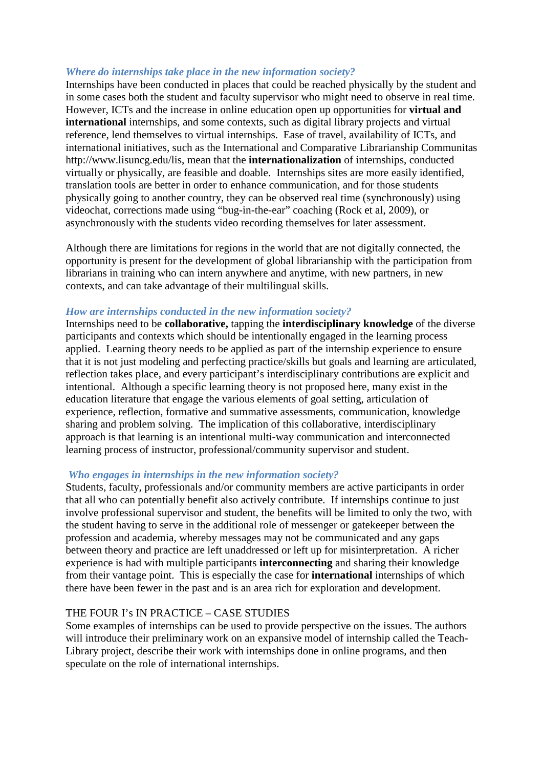### *Where do internships take place in the new information society?*

Internships have been conducted in places that could be reached physically by the student and in some cases both the student and faculty supervisor who might need to observe in real time. However, ICTs and the increase in online education open up opportunities for **virtual and international** internships, and some contexts, such as digital library projects and virtual reference, lend themselves to virtual internships. Ease of travel, availability of ICTs, and international initiatives, such as the International and Comparative Librarianship Communitas http://www.lisuncg.edu/lis, mean that the **internationalization** of internships, conducted virtually or physically, are feasible and doable. Internships sites are more easily identified, translation tools are better in order to enhance communication, and for those students physically going to another country, they can be observed real time (synchronously) using videochat, corrections made using "bug-in-the-ear" coaching (Rock et al, 2009), or asynchronously with the students video recording themselves for later assessment.

Although there are limitations for regions in the world that are not digitally connected, the opportunity is present for the development of global librarianship with the participation from librarians in training who can intern anywhere and anytime, with new partners, in new contexts, and can take advantage of their multilingual skills.

### *How are internships conducted in the new information society?*

Internships need to be **collaborative,** tapping the **interdisciplinary knowledge** of the diverse participants and contexts which should be intentionally engaged in the learning process applied. Learning theory needs to be applied as part of the internship experience to ensure that it is not just modeling and perfecting practice/skills but goals and learning are articulated, reflection takes place, and every participant's interdisciplinary contributions are explicit and intentional. Although a specific learning theory is not proposed here, many exist in the education literature that engage the various elements of goal setting, articulation of experience, reflection, formative and summative assessments, communication, knowledge sharing and problem solving. The implication of this collaborative, interdisciplinary approach is that learning is an intentional multi-way communication and interconnected learning process of instructor, professional/community supervisor and student.

### *Who engages in internships in the new information society?*

Students, faculty, professionals and/or community members are active participants in order that all who can potentially benefit also actively contribute. If internships continue to just involve professional supervisor and student, the benefits will be limited to only the two, with the student having to serve in the additional role of messenger or gatekeeper between the profession and academia, whereby messages may not be communicated and any gaps between theory and practice are left unaddressed or left up for misinterpretation. A richer experience is had with multiple participants **interconnecting** and sharing their knowledge from their vantage point. This is especially the case for **international** internships of which there have been fewer in the past and is an area rich for exploration and development.

## THE FOUR I's IN PRACTICE – CASE STUDIES

Some examples of internships can be used to provide perspective on the issues. The authors will introduce their preliminary work on an expansive model of internship called the Teach-Library project, describe their work with internships done in online programs, and then speculate on the role of international internships.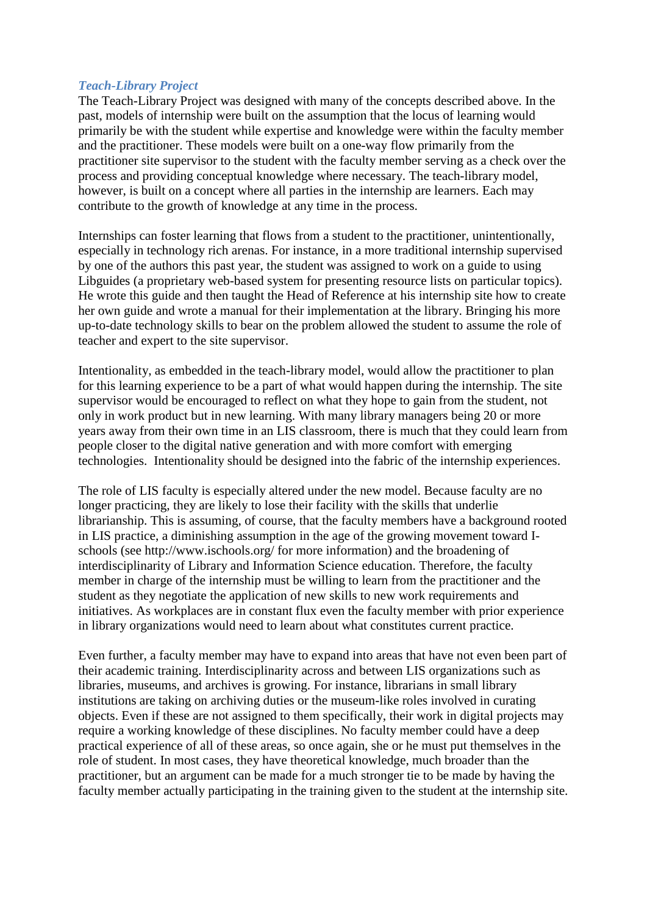### *Teach-Library Project*

The Teach-Library Project was designed with many of the concepts described above. In the past, models of internship were built on the assumption that the locus of learning would primarily be with the student while expertise and knowledge were within the faculty member and the practitioner. These models were built on a one-way flow primarily from the practitioner site supervisor to the student with the faculty member serving as a check over the process and providing conceptual knowledge where necessary. The teach-library model, however, is built on a concept where all parties in the internship are learners. Each may contribute to the growth of knowledge at any time in the process.

Internships can foster learning that flows from a student to the practitioner, unintentionally, especially in technology rich arenas. For instance, in a more traditional internship supervised by one of the authors this past year, the student was assigned to work on a guide to using Libguides (a proprietary web-based system for presenting resource lists on particular topics). He wrote this guide and then taught the Head of Reference at his internship site how to create her own guide and wrote a manual for their implementation at the library. Bringing his more up-to-date technology skills to bear on the problem allowed the student to assume the role of teacher and expert to the site supervisor.

Intentionality, as embedded in the teach-library model, would allow the practitioner to plan for this learning experience to be a part of what would happen during the internship. The site supervisor would be encouraged to reflect on what they hope to gain from the student, not only in work product but in new learning. With many library managers being 20 or more years away from their own time in an LIS classroom, there is much that they could learn from people closer to the digital native generation and with more comfort with emerging technologies. Intentionality should be designed into the fabric of the internship experiences.

The role of LIS faculty is especially altered under the new model. Because faculty are no longer practicing, they are likely to lose their facility with the skills that underlie librarianship. This is assuming, of course, that the faculty members have a background rooted in LIS practice, a diminishing assumption in the age of the growing movement toward I-schools (see http://www.ischools.org/ for more information) and the broadening of interdisciplinarity of Library and Information Science education. Therefore, the faculty member in charge of the internship must be willing to learn from the practitioner and the student as they negotiate the application of new skills to new work requirements and initiatives. As workplaces are in constant flux even the faculty member with prior experience in library organizations would need to learn about what constitutes current practice.

Even further, a faculty member may have to expand into areas that have not even been part of their academic training. Interdisciplinarity across and between LIS organizations such as libraries, museums, and archives is growing. For instance, librarians in small library institutions are taking on archiving duties or the museum-like roles involved in curating objects. Even if these are not assigned to them specifically, their work in digital projects may require a working knowledge of these disciplines. No faculty member could have a deep practical experience of all of these areas, so once again, she or he must put themselves in the role of student. In most cases, they have theoretical knowledge, much broader than the practitioner, but an argument can be made for a much stronger tie to be made by having the faculty member actually participating in the training given to the student at the internship site.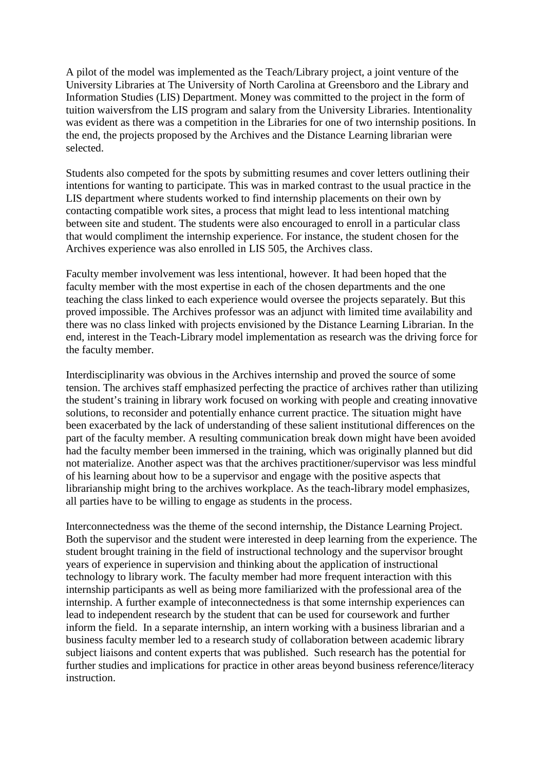A pilot of the model was implemented as the Teach/Library project, a joint venture of the University Libraries at The University of North Carolina at Greensboro and the Library and Information Studies (LIS) Department. Money was committed to the project in the form of tuition waiversfrom the LIS program and salary from the University Libraries. Intentionality was evident as there was a competition in the Libraries for one of two internship positions. In the end, the projects proposed by the Archives and the Distance Learning librarian were selected.

Students also competed for the spots by submitting resumes and cover letters outlining their intentions for wanting to participate. This was in marked contrast to the usual practice in the LIS department where students worked to find internship placements on their own by contacting compatible work sites, a process that might lead to less intentional matching between site and student. The students were also encouraged to enroll in a particular class that would compliment the internship experience. For instance, the student chosen for the Archives experience was also enrolled in LIS 505, the Archives class.

Faculty member involvement was less intentional, however. It had been hoped that the faculty member with the most expertise in each of the chosen departments and the one teaching the class linked to each experience would oversee the projects separately. But this proved impossible. The Archives professor was an adjunct with limited time availability and there was no class linked with projects envisioned by the Distance Learning Librarian. In the end, interest in the Teach-Library model implementation as research was the driving force for the faculty member.

Interdisciplinarity was obvious in the Archives internship and proved the source of some tension. The archives staff emphasized perfecting the practice of archives rather than utilizing the student's training in library work focused on working with people and creating innovative solutions, to reconsider and potentially enhance current practice. The situation might have been exacerbated by the lack of understanding of these salient institutional differences on the part of the faculty member. A resulting communication break down might have been avoided had the faculty member been immersed in the training, which was originally planned but did not materialize. Another aspect was that the archives practitioner/supervisor was less mindful of his learning about how to be a supervisor and engage with the positive aspects that librarianship might bring to the archives workplace. As the teach-library model emphasizes, all parties have to be willing to engage as students in the process.

Interconnectedness was the theme of the second internship, the Distance Learning Project. Both the supervisor and the student were interested in deep learning from the experience. The student brought training in the field of instructional technology and the supervisor brought years of experience in supervision and thinking about the application of instructional technology to library work. The faculty member had more frequent interaction with this internship participants as well as being more familiarized with the professional area of the internship. A further example of inteconnectedness is that some internship experiences can lead to independent research by the student that can be used for coursework and further inform the field. In a separate internship, an intern working with a business librarian and a business faculty member led to a research study of collaboration between academic library subject liaisons and content experts that was published. Such research has the potential for further studies and implications for practice in other areas beyond business reference/literacy instruction.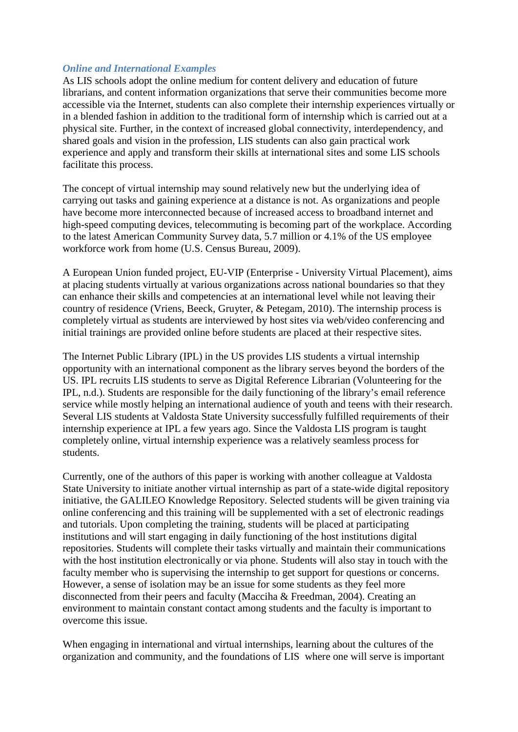### *Online and International Examples*

As LIS schools adopt the online medium for content delivery and education of future librarians, and content information organizations that serve their communities become more accessible via the Internet, students can also complete their internship experiences virtually or in a blended fashion in addition to the traditional form of internship which is carried out at a physical site. Further, in the context of increased global connectivity, interdependency, and shared goals and vision in the profession, LIS students can also gain practical work experience and apply and transform their skills at international sites and some LIS schools facilitate this process.

The concept of virtual internship may sound relatively new but the underlying idea of carrying out tasks and gaining experience at a distance is not. As organizations and people have become more interconnected because of increased access to broadband internet and high-speed computing devices, telecommuting is becoming part of the workplace. According to the latest American Community Survey data, 5.7 million or 4.1% of the US employee workforce work from home (U.S. Census Bureau, 2009).

A European Union funded project, EU-VIP (Enterprise - University Virtual Placement), aims at placing students virtually at various organizations across national boundaries so that they can enhance their skills and competencies at an international level while not leaving their country of residence (Vriens, Beeck, Gruyter, & Petegam, 2010). The internship process is completely virtual as students are interviewed by host sites via web/video conferencing and initial trainings are provided online before students are placed at their respective sites.

The Internet Public Library (IPL) in the US provides LIS students a virtual internship opportunity with an international component as the library serves beyond the borders of the US. IPL recruits LIS students to serve as Digital Reference Librarian (Volunteering for the IPL, n.d.). Students are responsible for the daily functioning of the library's email reference service while mostly helping an international audience of youth and teens with their research. Several LIS students at Valdosta State University successfully fulfilled requirements of their internship experience at IPL a few years ago. Since the Valdosta LIS program is taught completely online, virtual internship experience was a relatively seamless process for students.

Currently, one of the authors of this paper is working with another colleague at Valdosta State University to initiate another virtual internship as part of a state-wide digital repository initiative, the GALILEO Knowledge Repository. Selected students will be given training via online conferencing and this training will be supplemented with a set of electronic readings and tutorials. Upon completing the training, students will be placed at participating institutions and will start engaging in daily functioning of the host institutions digital repositories. Students will complete their tasks virtually and maintain their communications with the host institution electronically or via phone. Students will also stay in touch with the faculty member who is supervising the internship to get support for questions or concerns. However, a sense of isolation may be an issue for some students as they feel more disconnected from their peers and faculty (Macciha & Freedman, 2004). Creating an environment to maintain constant contact among students and the faculty is important to overcome this issue.

When engaging in international and virtual internships, learning about the cultures of the organization and community, and the foundations of LIS where one will serve is important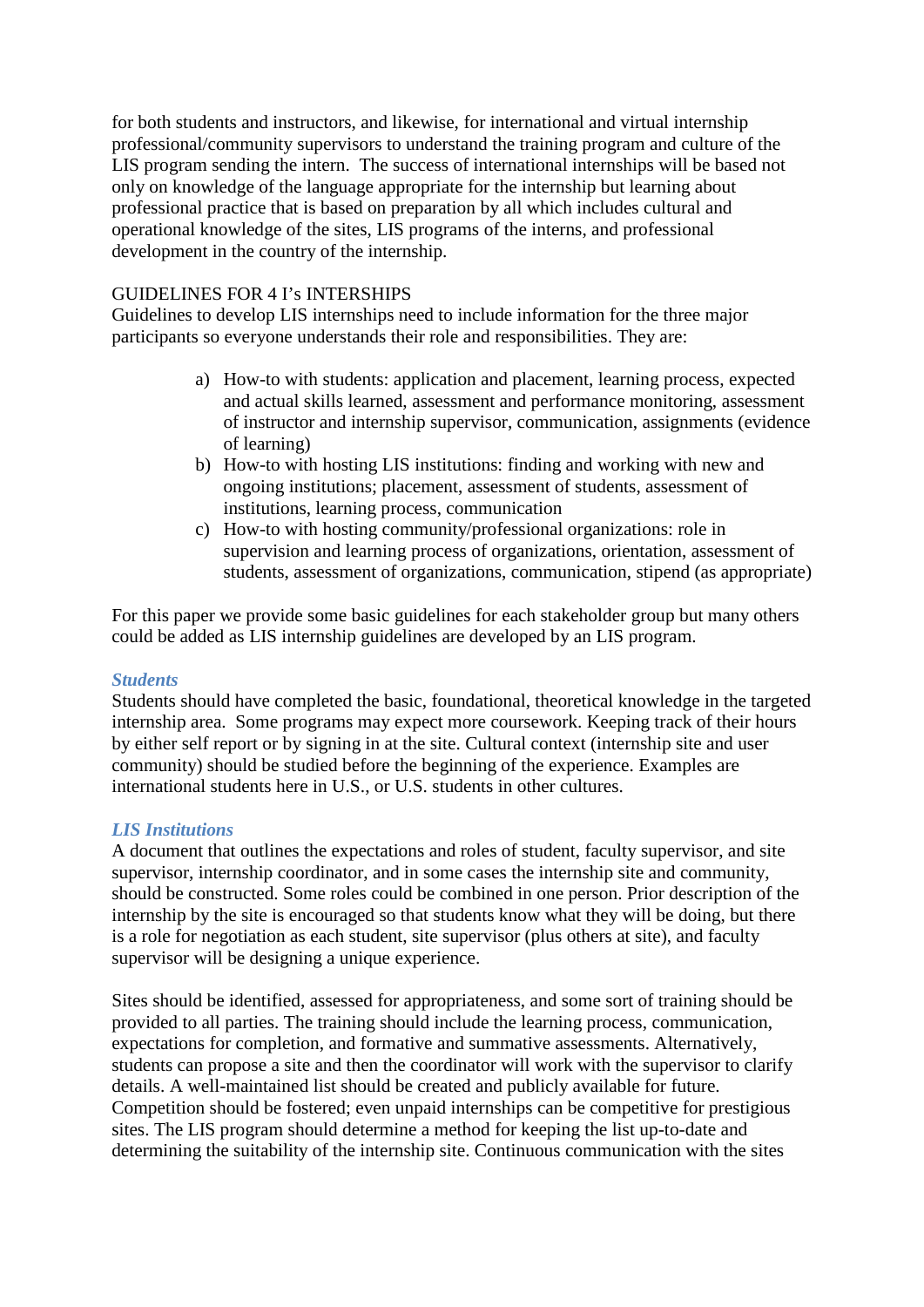for both students and instructors, and likewise, for international and virtual internship professional/community supervisors to understand the training program and culture of the LIS program sending the intern. The success of international internships will be based not only on knowledge of the language appropriate for the internship but learning about professional practice that is based on preparation by all which includes cultural and operational knowledge of the sites, LIS programs of the interns, and professional development in the country of the internship.

GUIDELINES FOR 4 I's INTERSHIPS

Guidelines to develop LIS internships need to include information for the three major participants so everyone understands their role and responsibilities. They are:

a) How-to with students: application and placement, learning process, expected and actual skills learned, assessment and performance monitoring, assessment of instructor and internship supervisor, communication, assignments (evidence of learning)
b) How-to with hosting LIS institutions: finding and working with new and ongoing institutions; placement, assessment of students, assessment of institutions, learning process, communication
c) How-to with hosting community/professional organizations: role in supervision and learning process of organizations, orientation, assessment of students, assessment of organizations, communication, stipend (as appropriate)

For this paper we provide some basic guidelines for each stakeholder group but many others could be added as LIS internship guidelines are developed by an LIS program.

### *Students*

Students should have completed the basic, foundational, theoretical knowledge in the targeted internship area. Some programs may expect more coursework. Keeping track of their hours by either self report or by signing in at the site. Cultural context (internship site and user community) should be studied before the beginning of the experience. Examples are international students here in U.S., or U.S. students in other cultures.

### *LIS Institutions*

A document that outlines the expectations and roles of student, faculty supervisor, and site supervisor, internship coordinator, and in some cases the internship site and community, should be constructed. Some roles could be combined in one person. Prior description of the internship by the site is encouraged so that students know what they will be doing, but there is a role for negotiation as each student, site supervisor (plus others at site), and faculty supervisor will be designing a unique experience.

Sites should be identified, assessed for appropriateness, and some sort of training should be provided to all parties. The training should include the learning process, communication, expectations for completion, and formative and summative assessments. Alternatively, students can propose a site and then the coordinator will work with the supervisor to clarify details. A well-maintained list should be created and publicly available for future. Competition should be fostered; even unpaid internships can be competitive for prestigious sites. The LIS program should determine a method for keeping the list up-to-date and determining the suitability of the internship site. Continuous communication with the sites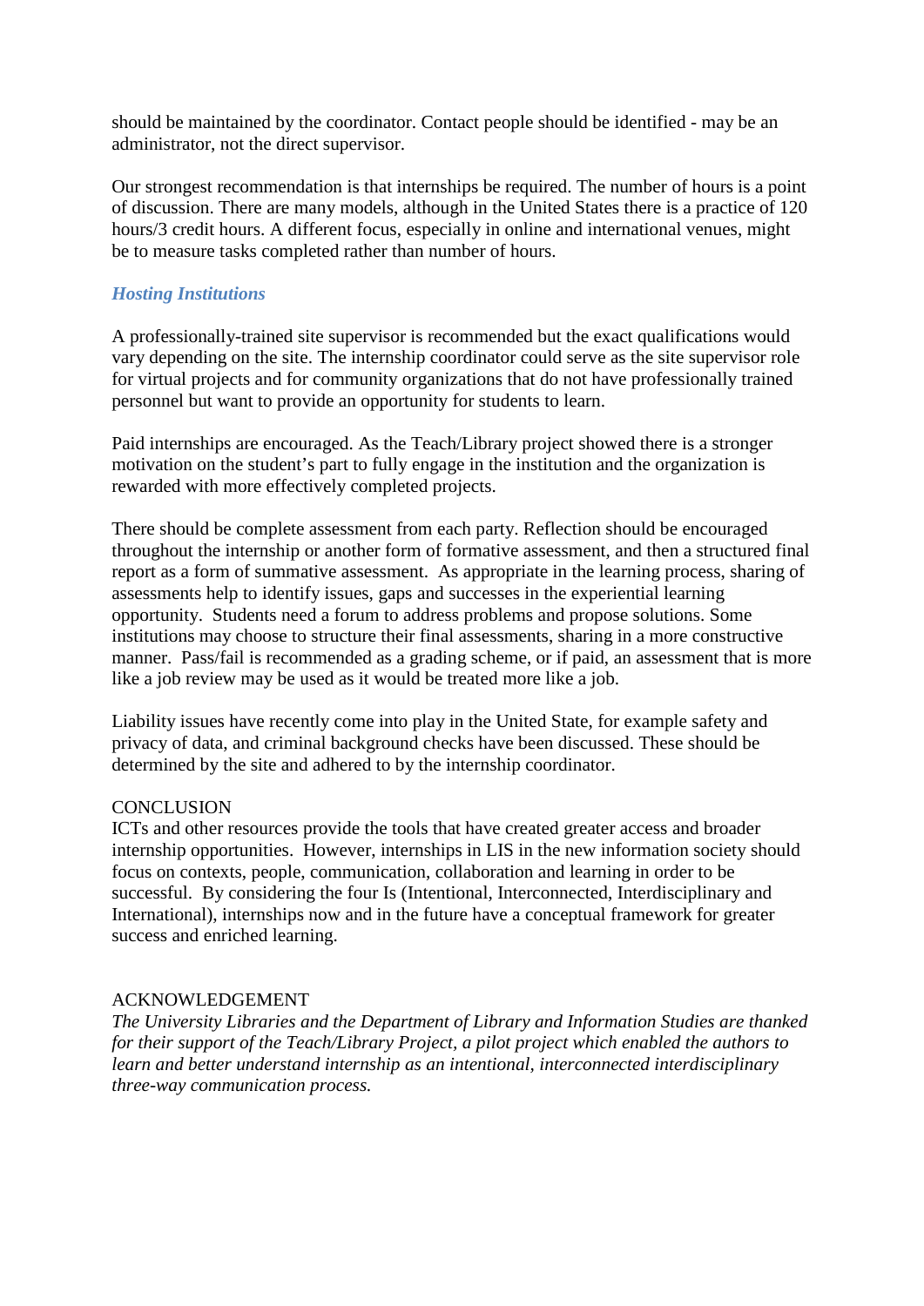should be maintained by the coordinator. Contact people should be identified - may be an administrator, not the direct supervisor.

Our strongest recommendation is that internships be required. The number of hours is a point of discussion. There are many models, although in the United States there is a practice of 120 hours/3 credit hours. A different focus, especially in online and international venues, might be to measure tasks completed rather than number of hours.

### *Hosting Institutions*

A professionally-trained site supervisor is recommended but the exact qualifications would vary depending on the site. The internship coordinator could serve as the site supervisor role for virtual projects and for community organizations that do not have professionally trained personnel but want to provide an opportunity for students to learn.

Paid internships are encouraged. As the Teach/Library project showed there is a stronger motivation on the student's part to fully engage in the institution and the organization is rewarded with more effectively completed projects.

There should be complete assessment from each party. Reflection should be encouraged throughout the internship or another form of formative assessment, and then a structured final report as a form of summative assessment. As appropriate in the learning process, sharing of assessments help to identify issues, gaps and successes in the experiential learning opportunity. Students need a forum to address problems and propose solutions. Some institutions may choose to structure their final assessments, sharing in a more constructive manner. Pass/fail is recommended as a grading scheme, or if paid, an assessment that is more like a job review may be used as it would be treated more like a job.

Liability issues have recently come into play in the United State, for example safety and privacy of data, and criminal background checks have been discussed. These should be determined by the site and adhered to by the internship coordinator.

## CONCLUSION

ICTs and other resources provide the tools that have created greater access and broader internship opportunities. However, internships in LIS in the new information society should focus on contexts, people, communication, collaboration and learning in order to be successful. By considering the four Is (Intentional, Interconnected, Interdisciplinary and International), internships now and in the future have a conceptual framework for greater success and enriched learning.

## ACKNOWLEDGEMENT

*The University Libraries and the Department of Library and Information Studies are thanked for their support of the Teach/Library Project, a pilot project which enabled the authors to learn and better understand internship as an intentional, interconnected interdisciplinary three-way communication process.*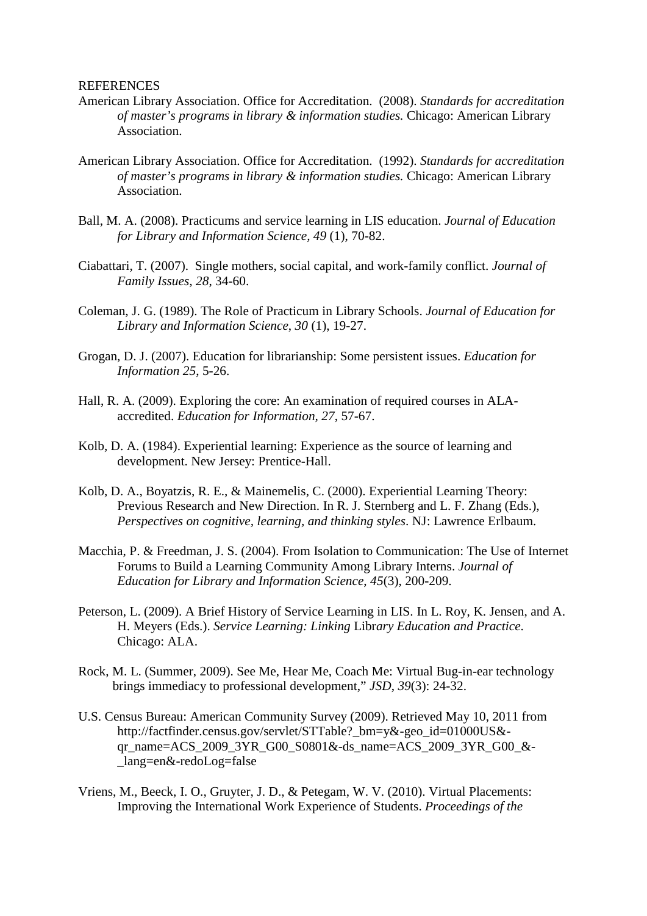REFERENCES

American Library Association. Office for Accreditation. (2008). *Standards for accreditation of master's programs in library & information studies.* Chicago: American Library Association.

American Library Association. Office for Accreditation. (1992). *Standards for accreditation of master's programs in library & information studies.* Chicago: American Library Association.

Ball, M. A. (2008). Practicums and service learning in LIS education. *Journal of Education for Library and Information Science, 49* (1), 70-82.

Ciabattari, T. (2007). Single mothers, social capital, and work-family conflict. *Journal of Family Issues, 28*, 34-60.

Coleman, J. G. (1989). The Role of Practicum in Library Schools. *Journal of Education for Library and Information Science, 30* (1), 19-27.

Grogan, D. J. (2007). Education for librarianship: Some persistent issues. *Education for Information 25*, 5-26.

Hall, R. A. (2009). Exploring the core: An examination of required courses in ALA-accredited. *Education for Information*, *27*, 57-67.

Kolb, D. A. (1984). Experiential learning: Experience as the source of learning and development. New Jersey: Prentice-Hall.

Kolb, D. A., Boyatzis, R. E., & Mainemelis, C. (2000). Experiential Learning Theory: Previous Research and New Direction. In R. J. Sternberg and L. F. Zhang (Eds.), *Perspectives on cognitive, learning, and thinking styles*. NJ: Lawrence Erlbaum.

Macchia, P. & Freedman, J. S. (2004). From Isolation to Communication: The Use of Internet Forums to Build a Learning Community Among Library Interns. *Journal of Education for Library and Information Science*, *45*(3), 200-209.

Peterson, L. (2009). A Brief History of Service Learning in LIS. In L. Roy, K. Jensen, and A. H. Meyers (Eds.). *Service Learning: Linking* Libr*ary Education and Practice.* Chicago: ALA.

Rock, M. L. (Summer, 2009). See Me, Hear Me, Coach Me: Virtual Bug-in-ear technology brings immediacy to professional development," *JSD*, *39*(3): 24-32.

U.S. Census Bureau: American Community Survey (2009). Retrieved May 10, 2011 from http://factfinder.census.gov/servlet/STTable?_bm=y&-geo_id=01000US&-qr_name=ACS_2009_3YR_G00_S0801&-ds_name=ACS_2009_3YR_G00_&-_lang=en&-redoLog=false

Vriens, M., Beeck, I. O., Gruyter, J. D., & Petegam, W. V. (2010). Virtual Placements: Improving the International Work Experience of Students. *Proceedings of the*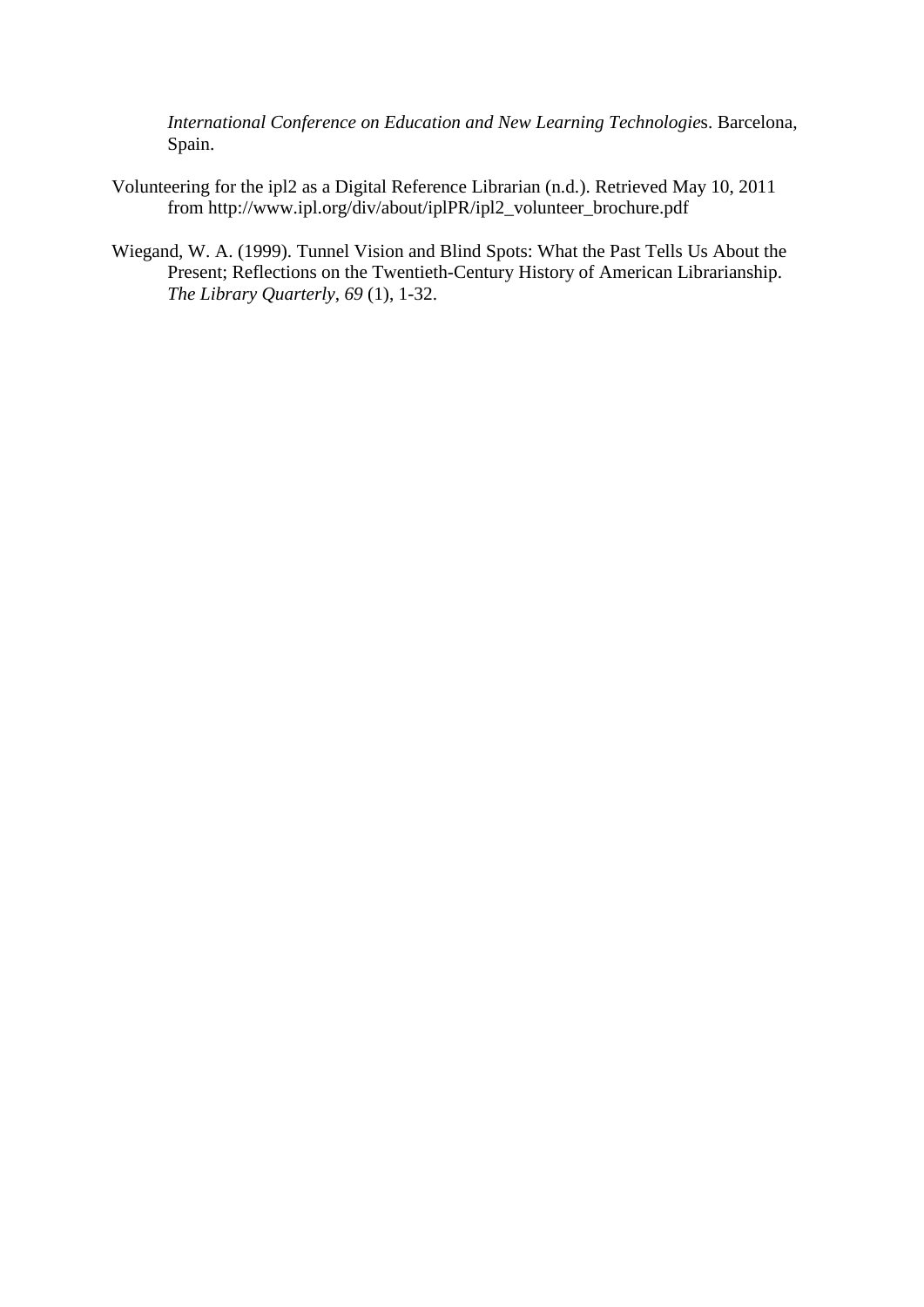*International Conference on Education and New Learning Technologie*s. Barcelona, Spain.

Volunteering for the ipl2 as a Digital Reference Librarian (n.d.). Retrieved May 10, 2011 from http://www.ipl.org/div/about/iplPR/ipl2_volunteer_brochure.pdf

Wiegand, W. A. (1999). Tunnel Vision and Blind Spots: What the Past Tells Us About the Present; Reflections on the Twentieth-Century History of American Librarianship. *The Library Quarterly*, *69* (1), 1-32.